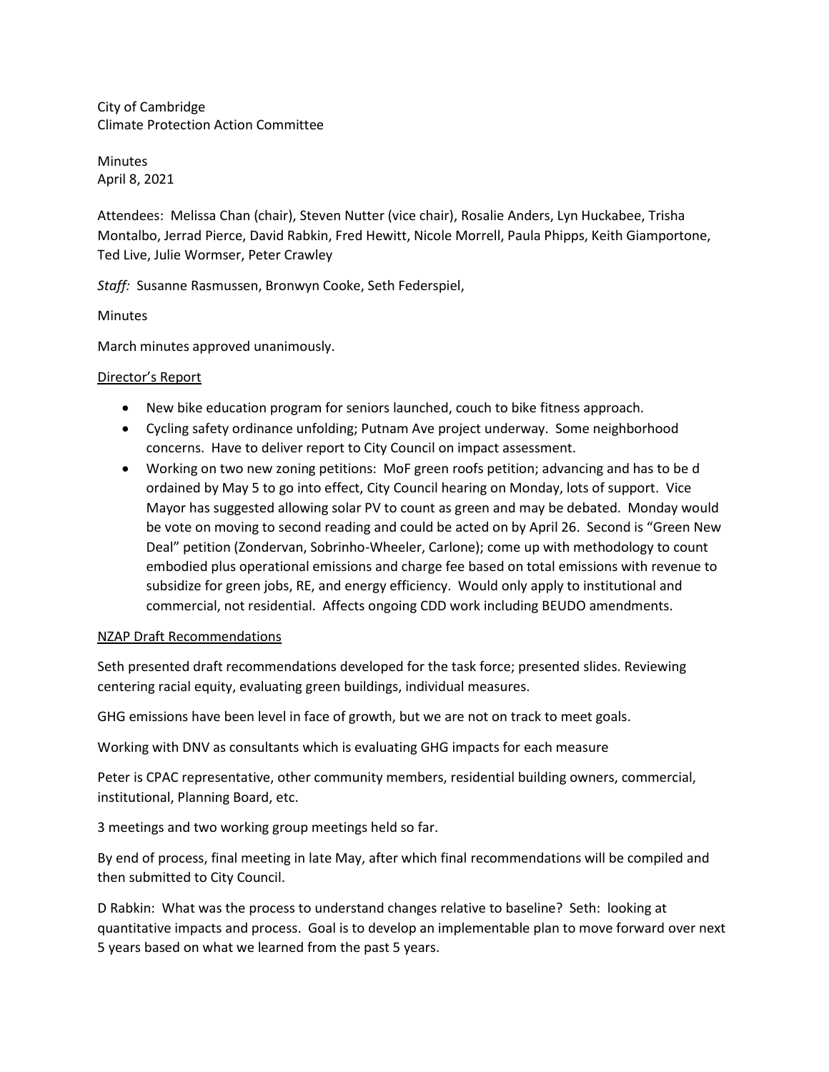City of Cambridge
Climate Protection Action Committee

Minutes
April 8, 2021

Attendees: Melissa Chan (chair), Steven Nutter (vice chair), Rosalie Anders, Lyn Huckabee, Trisha Montalbo, Jerrad Pierce, David Rabkin, Fred Hewitt, Nicole Morrell, Paula Phipps, Keith Giamportone, Ted Live, Julie Wormser, Peter Crawley

*Staff:* Susanne Rasmussen, Bronwyn Cooke, Seth Federspiel,

Minutes

March minutes approved unanimously.

<u>Director's Report</u>

- New bike education program for seniors launched, couch to bike fitness approach.
- Cycling safety ordinance unfolding; Putnam Ave project underway. Some neighborhood concerns. Have to deliver report to City Council on impact assessment.
- Working on two new zoning petitions: MoF green roofs petition; advancing and has to be d ordained by May 5 to go into effect, City Council hearing on Monday, lots of support. Vice Mayor has suggested allowing solar PV to count as green and may be debated. Monday would be vote on moving to second reading and could be acted on by April 26. Second is "Green New Deal" petition (Zondervan, Sobrinho-Wheeler, Carlone); come up with methodology to count embodied plus operational emissions and charge fee based on total emissions with revenue to subsidize for green jobs, RE, and energy efficiency. Would only apply to institutional and commercial, not residential. Affects ongoing CDD work including BEUDO amendments.

<u>NZAP Draft Recommendations</u>

Seth presented draft recommendations developed for the task force; presented slides. Reviewing centering racial equity, evaluating green buildings, individual measures.

GHG emissions have been level in face of growth, but we are not on track to meet goals.

Working with DNV as consultants which is evaluating GHG impacts for each measure

Peter is CPAC representative, other community members, residential building owners, commercial, institutional, Planning Board, etc.

3 meetings and two working group meetings held so far.

By end of process, final meeting in late May, after which final recommendations will be compiled and then submitted to City Council.

D Rabkin: What was the process to understand changes relative to baseline? Seth: looking at quantitative impacts and process. Goal is to develop an implementable plan to move forward over next 5 years based on what we learned from the past 5 years.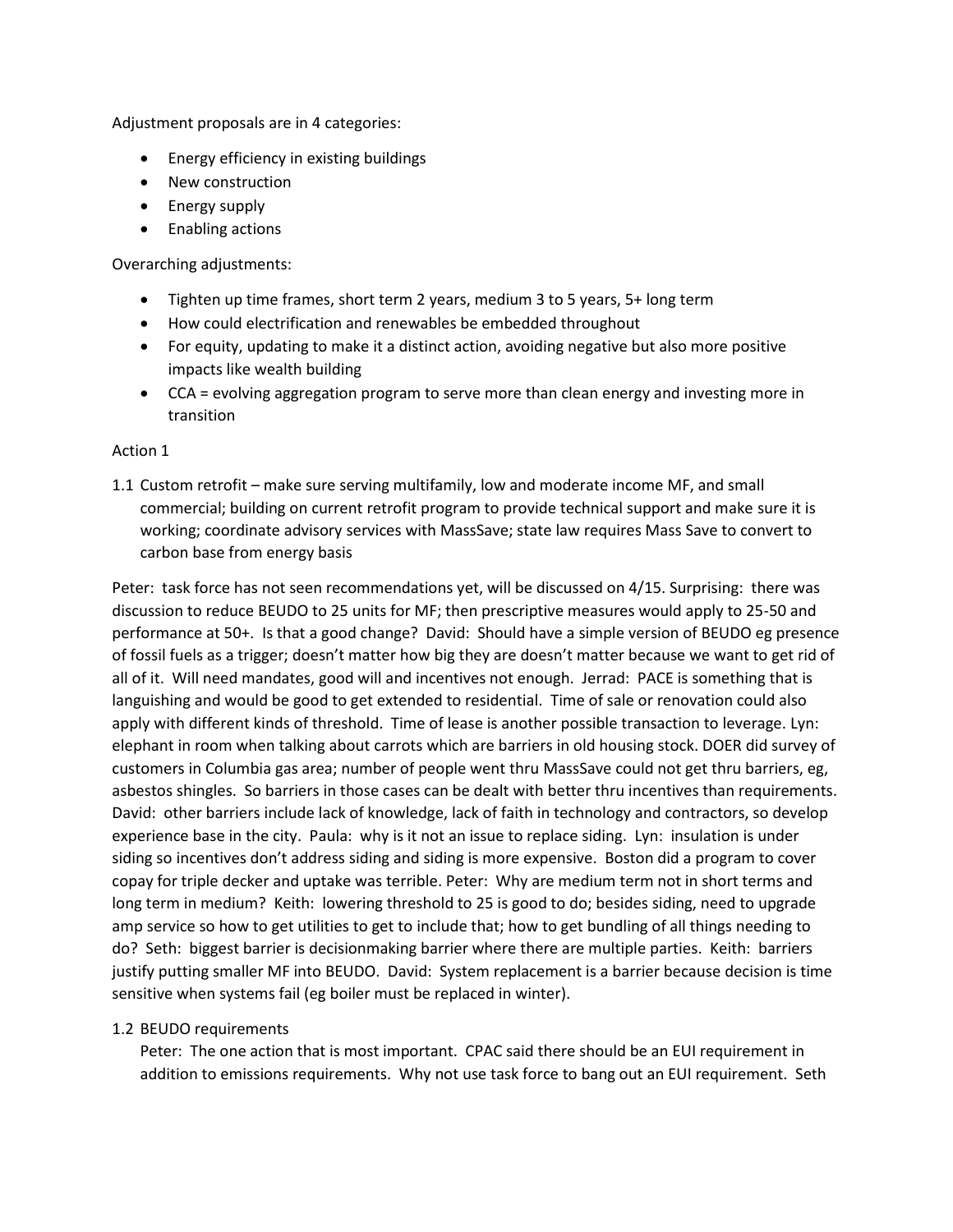Adjustment proposals are in 4 categories:

- Energy efficiency in existing buildings
- New construction
- Energy supply
- Enabling actions

Overarching adjustments:

- Tighten up time frames, short term 2 years, medium 3 to 5 years, 5+ long term
- How could electrification and renewables be embedded throughout
- For equity, updating to make it a distinct action, avoiding negative but also more positive impacts like wealth building
- CCA = evolving aggregation program to serve more than clean energy and investing more in transition

Action 1

1.1 Custom retrofit – make sure serving multifamily, low and moderate income MF, and small commercial; building on current retrofit program to provide technical support and make sure it is working; coordinate advisory services with MassSave; state law requires Mass Save to convert to carbon base from energy basis

Peter: task force has not seen recommendations yet, will be discussed on 4/15. Surprising: there was discussion to reduce BEUDO to 25 units for MF; then prescriptive measures would apply to 25-50 and performance at 50+. Is that a good change? David: Should have a simple version of BEUDO eg presence of fossil fuels as a trigger; doesn't matter how big they are doesn't matter because we want to get rid of all of it. Will need mandates, good will and incentives not enough. Jerrad: PACE is something that is languishing and would be good to get extended to residential. Time of sale or renovation could also apply with different kinds of threshold. Time of lease is another possible transaction to leverage. Lyn: elephant in room when talking about carrots which are barriers in old housing stock. DOER did survey of customers in Columbia gas area; number of people went thru MassSave could not get thru barriers, eg, asbestos shingles. So barriers in those cases can be dealt with better thru incentives than requirements. David: other barriers include lack of knowledge, lack of faith in technology and contractors, so develop experience base in the city. Paula: why is it not an issue to replace siding. Lyn: insulation is under siding so incentives don't address siding and siding is more expensive. Boston did a program to cover copay for triple decker and uptake was terrible. Peter: Why are medium term not in short terms and long term in medium? Keith: lowering threshold to 25 is good to do; besides siding, need to upgrade amp service so how to get utilities to get to include that; how to get bundling of all things needing to do? Seth: biggest barrier is decisionmaking barrier where there are multiple parties. Keith: barriers justify putting smaller MF into BEUDO. David: System replacement is a barrier because decision is time sensitive when systems fail (eg boiler must be replaced in winter).

1.2 BEUDO requirements

Peter: The one action that is most important. CPAC said there should be an EUI requirement in addition to emissions requirements. Why not use task force to bang out an EUI requirement. Seth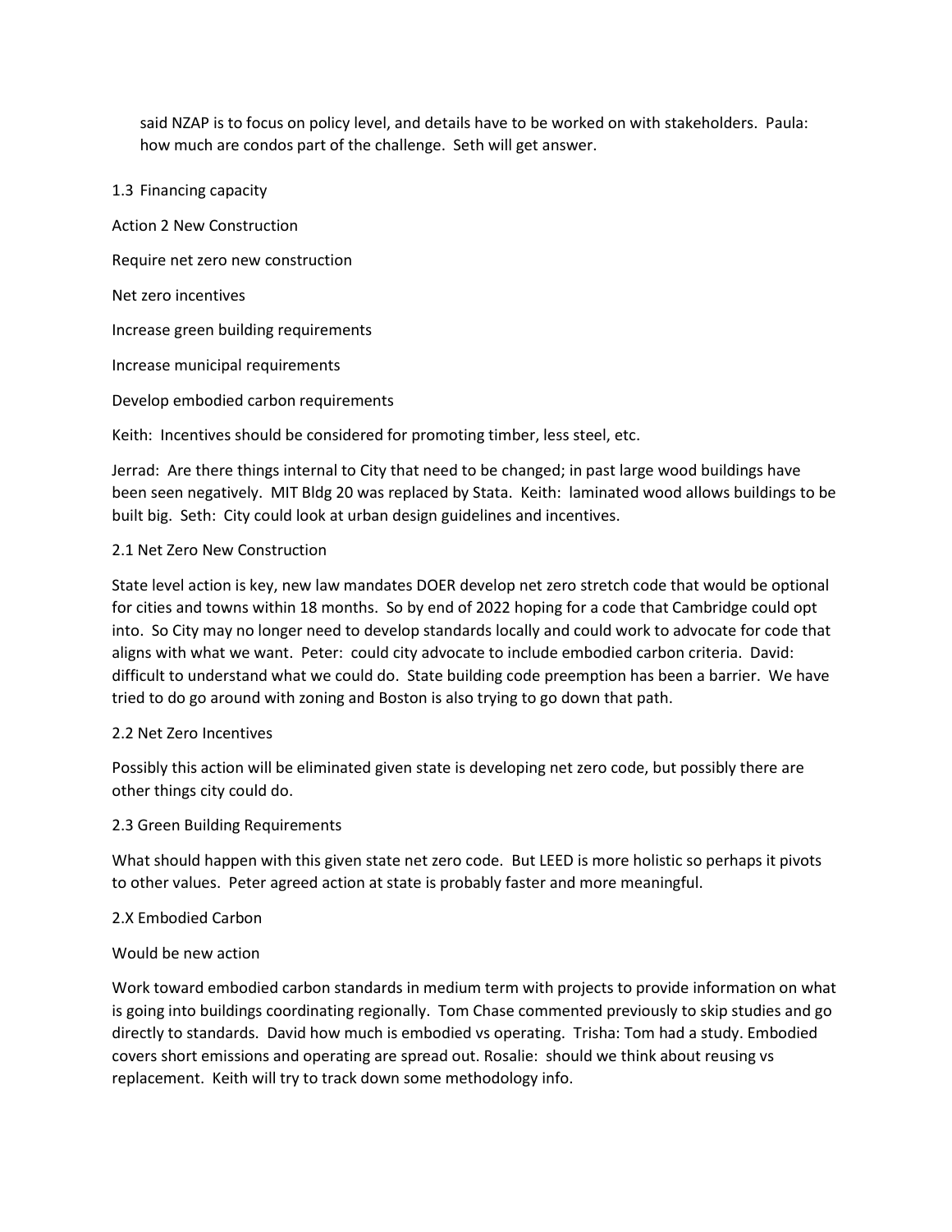said NZAP is to focus on policy level, and details have to be worked on with stakeholders. Paula: how much are condos part of the challenge. Seth will get answer.

1.3 Financing capacity

Action 2 New Construction

Require net zero new construction

Net zero incentives

Increase green building requirements

Increase municipal requirements

Develop embodied carbon requirements

Keith: Incentives should be considered for promoting timber, less steel, etc.

Jerrad: Are there things internal to City that need to be changed; in past large wood buildings have been seen negatively. MIT Bldg 20 was replaced by Stata. Keith: laminated wood allows buildings to be built big. Seth: City could look at urban design guidelines and incentives.

2.1 Net Zero New Construction

State level action is key, new law mandates DOER develop net zero stretch code that would be optional for cities and towns within 18 months. So by end of 2022 hoping for a code that Cambridge could opt into. So City may no longer need to develop standards locally and could work to advocate for code that aligns with what we want. Peter: could city advocate to include embodied carbon criteria. David: difficult to understand what we could do. State building code preemption has been a barrier. We have tried to do go around with zoning and Boston is also trying to go down that path.

2.2 Net Zero Incentives

Possibly this action will be eliminated given state is developing net zero code, but possibly there are other things city could do.

2.3 Green Building Requirements

What should happen with this given state net zero code. But LEED is more holistic so perhaps it pivots to other values. Peter agreed action at state is probably faster and more meaningful.

2.X Embodied Carbon

Would be new action

Work toward embodied carbon standards in medium term with projects to provide information on what is going into buildings coordinating regionally. Tom Chase commented previously to skip studies and go directly to standards. David how much is embodied vs operating. Trisha: Tom had a study. Embodied covers short emissions and operating are spread out. Rosalie: should we think about reusing vs replacement. Keith will try to track down some methodology info.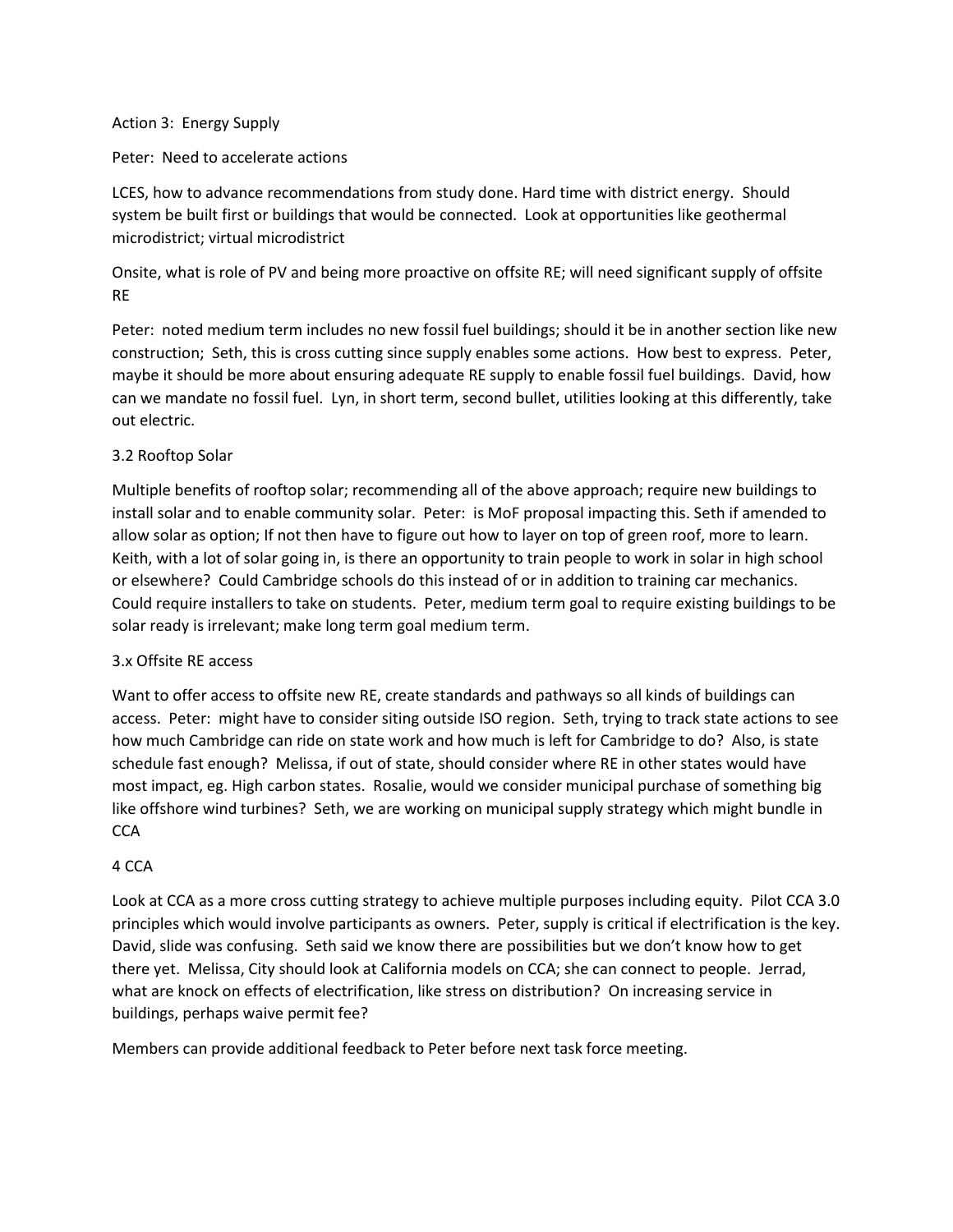Action 3: Energy Supply

Peter: Need to accelerate actions

LCES, how to advance recommendations from study done. Hard time with district energy. Should system be built first or buildings that would be connected. Look at opportunities like geothermal microdistrict; virtual microdistrict

Onsite, what is role of PV and being more proactive on offsite RE; will need significant supply of offsite RE

Peter: noted medium term includes no new fossil fuel buildings; should it be in another section like new construction; Seth, this is cross cutting since supply enables some actions. How best to express. Peter, maybe it should be more about ensuring adequate RE supply to enable fossil fuel buildings. David, how can we mandate no fossil fuel. Lyn, in short term, second bullet, utilities looking at this differently, take out electric.

3.2 Rooftop Solar

Multiple benefits of rooftop solar; recommending all of the above approach; require new buildings to install solar and to enable community solar. Peter: is MoF proposal impacting this. Seth if amended to allow solar as option; If not then have to figure out how to layer on top of green roof, more to learn. Keith, with a lot of solar going in, is there an opportunity to train people to work in solar in high school or elsewhere? Could Cambridge schools do this instead of or in addition to training car mechanics. Could require installers to take on students. Peter, medium term goal to require existing buildings to be solar ready is irrelevant; make long term goal medium term.

3.x Offsite RE access

Want to offer access to offsite new RE, create standards and pathways so all kinds of buildings can access. Peter: might have to consider siting outside ISO region. Seth, trying to track state actions to see how much Cambridge can ride on state work and how much is left for Cambridge to do? Also, is state schedule fast enough? Melissa, if out of state, should consider where RE in other states would have most impact, eg. High carbon states. Rosalie, would we consider municipal purchase of something big like offshore wind turbines? Seth, we are working on municipal supply strategy which might bundle in CCA

4 CCA

Look at CCA as a more cross cutting strategy to achieve multiple purposes including equity. Pilot CCA 3.0 principles which would involve participants as owners. Peter, supply is critical if electrification is the key. David, slide was confusing. Seth said we know there are possibilities but we don't know how to get there yet. Melissa, City should look at California models on CCA; she can connect to people. Jerrad, what are knock on effects of electrification, like stress on distribution? On increasing service in buildings, perhaps waive permit fee?

Members can provide additional feedback to Peter before next task force meeting.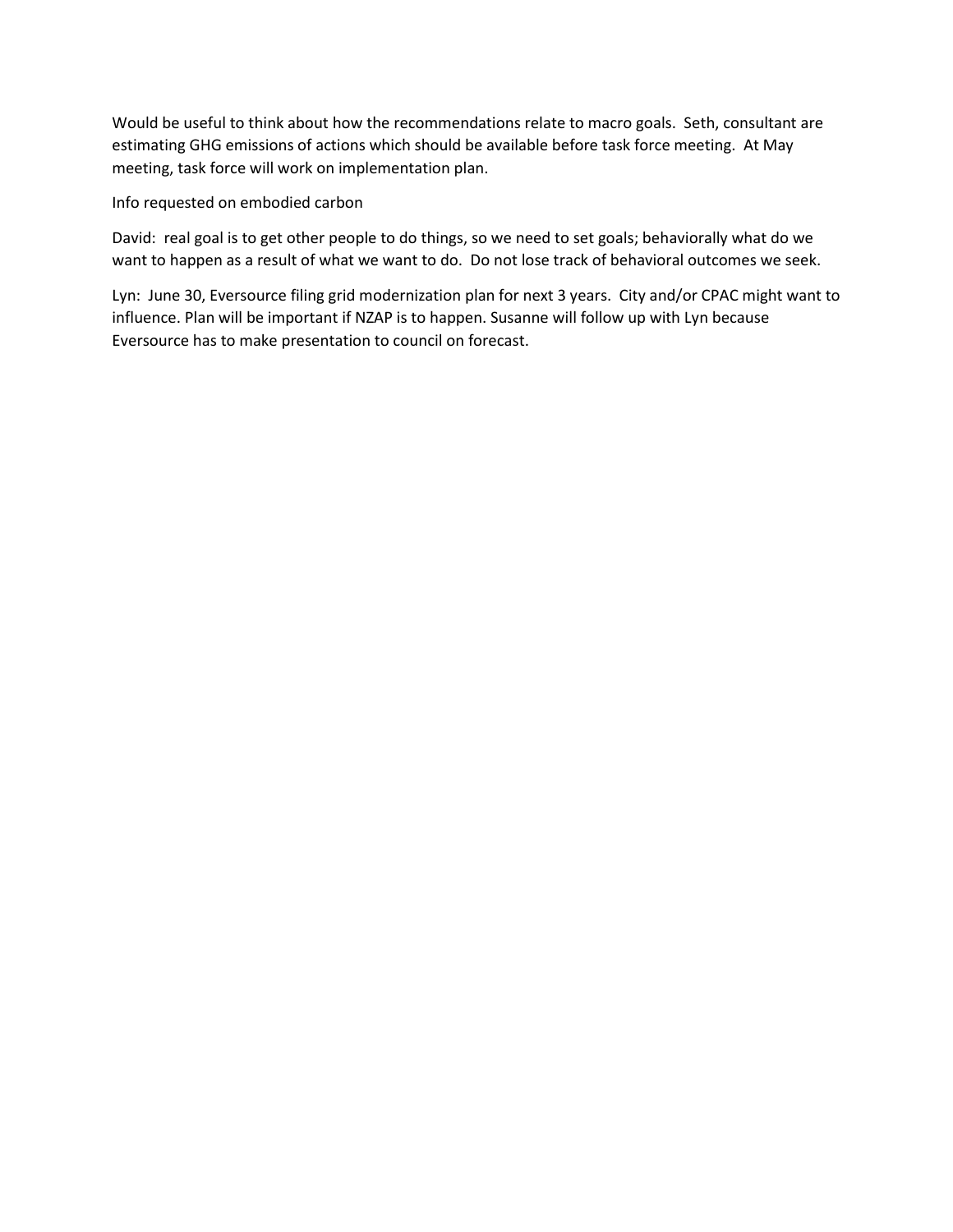Would be useful to think about how the recommendations relate to macro goals. Seth, consultant are estimating GHG emissions of actions which should be available before task force meeting. At May meeting, task force will work on implementation plan.

Info requested on embodied carbon

David: real goal is to get other people to do things, so we need to set goals; behaviorally what do we want to happen as a result of what we want to do. Do not lose track of behavioral outcomes we seek.

Lyn: June 30, Eversource filing grid modernization plan for next 3 years. City and/or CPAC might want to influence. Plan will be important if NZAP is to happen. Susanne will follow up with Lyn because Eversource has to make presentation to council on forecast.